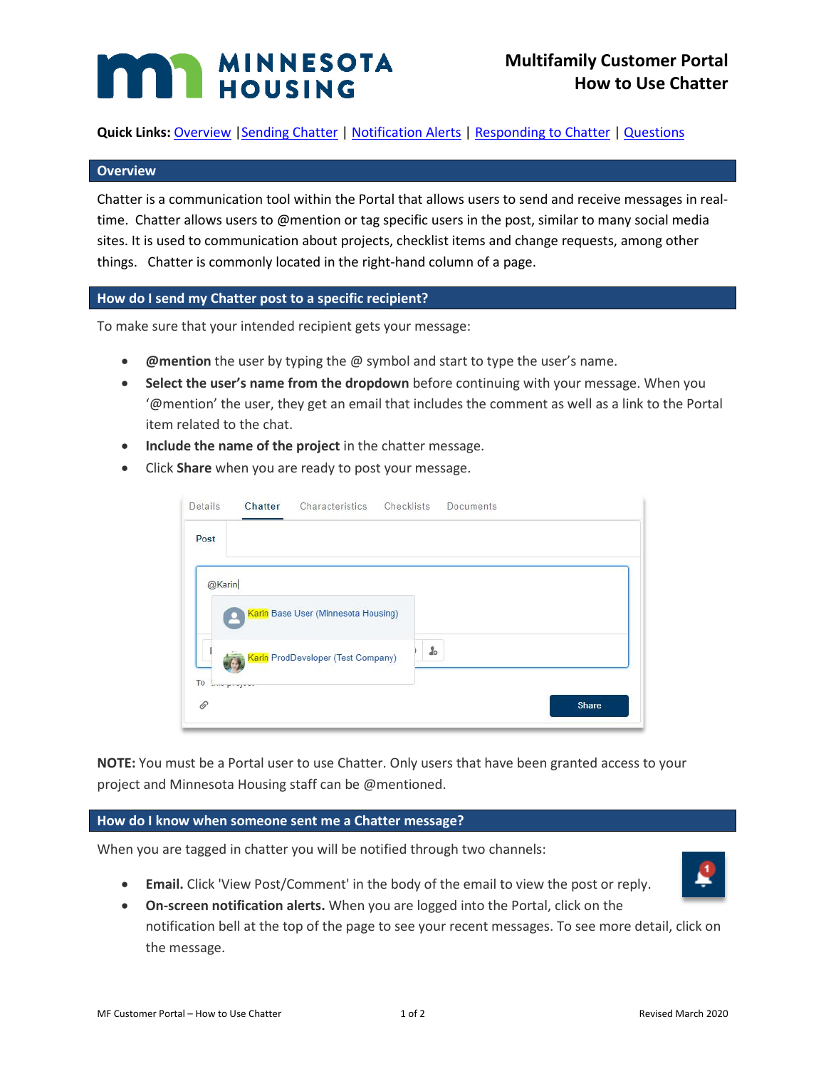# Multifamily Customer Portal
## How to Use Chatter

**Quick Links:** Overview | Sending Chatter | Notification Alerts | Responding to Chatter | Questions

## Overview

Chatter is a communication tool within the Portal that allows users to send and receive messages in real-time. Chatter allows users to @mention or tag specific users in the post, similar to many social media sites. It is used to communication about projects, checklist items and change requests, among other things. Chatter is commonly located in the right-hand column of a page.

## How do I send my Chatter post to a specific recipient?

To make sure that your intended recipient gets your message:

- **@mention** the user by typing the @ symbol and start to type the user's name.
- **Select the user's name from the dropdown** before continuing with your message. When you '@mention' the user, they get an email that includes the comment as well as a link to the Portal item related to the chat.
- **Include the name of the project** in the chatter message.
- Click **Share** when you are ready to post your message.

**NOTE:** You must be a Portal user to use Chatter. Only users that have been granted access to your project and Minnesota Housing staff can be @mentioned.

## How do I know when someone sent me a Chatter message?

When you are tagged in chatter you will be notified through two channels:

- **Email.** Click 'View Post/Comment' in the body of the email to view the post or reply.
- **On-screen notification alerts.** When you are logged into the Portal, click on the notification bell at the top of the page to see your recent messages. To see more detail, click on the message.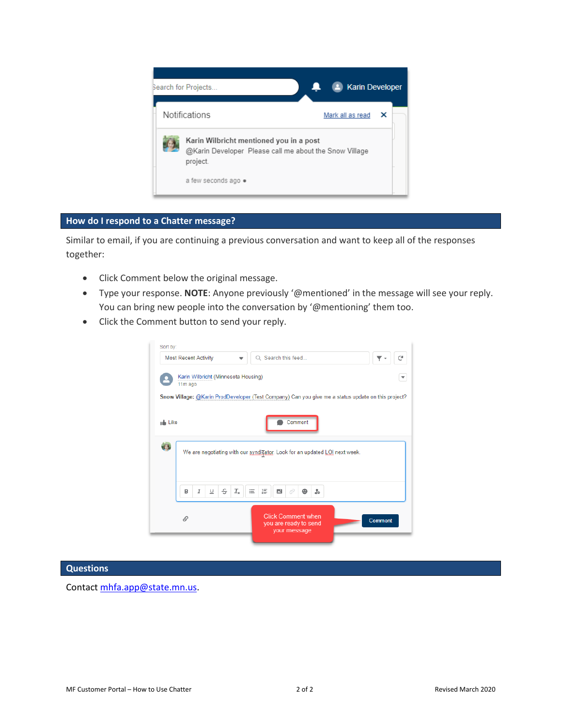## How do I respond to a Chatter message?

Similar to email, if you are continuing a previous conversation and want to keep all of the responses together:

- Click Comment below the original message.
- Type your response. **NOTE**: Anyone previously '@mentioned' in the message will see your reply. You can bring new people into the conversation by '@mentioning' them too.
- Click the Comment button to send your reply.

## Questions

Contact mhfa.app@state.mn.us.